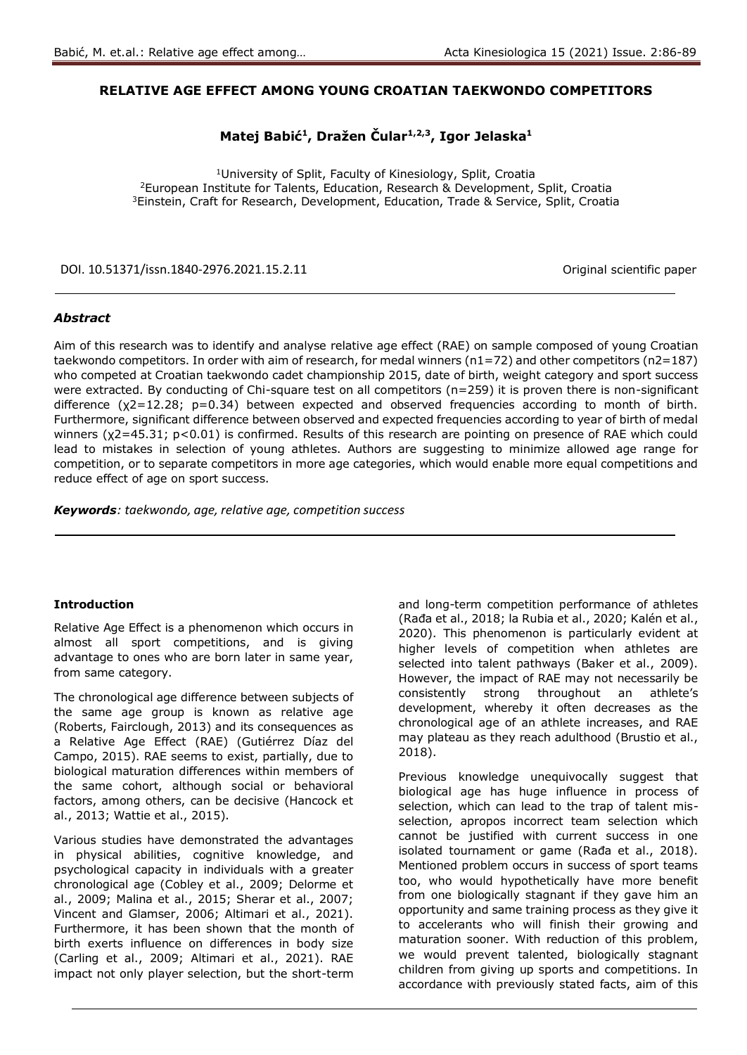# RELATIVE AGE EFFECT AMONG YOUNG CROATIAN TAEKWONDO COMPETITORS

**Matej Babić[1], Dražen Čular[1,2,3], Igor Jelaska[1]**

[1]University of Split, Faculty of Kinesiology, Split, Croatia
[2]European Institute for Talents, Education, Research & Development, Split, Croatia
[3]Einstein, Craft for Research, Development, Education, Trade & Service, Split, Croatia

DOI. 10.51371/issn.1840-2976.2021.15.2.11

Original scientific paper

### *Abstract*

Aim of this research was to identify and analyse relative age effect (RAE) on sample composed of young Croatian taekwondo competitors. In order with aim of research, for medal winners ($n_1=72$) and other competitors ($n_2=187$) who competed at Croatian taekwondo cadet championship 2015, date of birth, weight category and sport success were extracted. By conducting of Chi-square test on all competitors ($n=259$) it is proven there is non-significant difference ($\chi^2=12.28$; $p=0.34$) between expected and observed frequencies according to month of birth. Furthermore, significant difference between observed and expected frequencies according to year of birth of medal winners ($\chi^2=45.31$; $p<0.01$) is confirmed. Results of this research are pointing on presence of RAE which could lead to mistakes in selection of young athletes. Authors are suggesting to minimize allowed age range for competition, or to separate competitors in more age categories, which would enable more equal competitions and reduce effect of age on sport success.

***Keywords****: taekwondo, age, relative age, competition success*

#### Introduction

Relative Age Effect is a phenomenon which occurs in almost all sport competitions, and is giving advantage to ones who are born later in same year, from same category.

The chronological age difference between subjects of the same age group is known as relative age (Roberts, Fairclough, 2013) and its consequences as a Relative Age Effect (RAE) (Gutiérrez Díaz del Campo, 2015). RAE seems to exist, partially, due to biological maturation differences within members of the same cohort, although social or behavioral factors, among others, can be decisive (Hancock et al., 2013; Wattie et al., 2015).

Various studies have demonstrated the advantages in physical abilities, cognitive knowledge, and psychological capacity in individuals with a greater chronological age (Cobley et al., 2009; Delorme et al., 2009; Malina et al., 2015; Sherar et al., 2007; Vincent and Glamser, 2006; Altimari et al., 2021). Furthermore, it has been shown that the month of birth exerts influence on differences in body size (Carling et al., 2009; Altimari et al., 2021). RAE impact not only player selection, but the short-term and long-term competition performance of athletes (Rađa et al., 2018; la Rubia et al., 2020; Kalén et al., 2020). This phenomenon is particularly evident at higher levels of competition when athletes are selected into talent pathways (Baker et al., 2009). However, the impact of RAE may not necessarily be consistently strong throughout an athlete's development, whereby it often decreases as the chronological age of an athlete increases, and RAE may plateau as they reach adulthood (Brustio et al., 2018).

Previous knowledge unequivocally suggest that biological age has huge influence in process of selection, which can lead to the trap of talent mis-selection, apropos incorrect team selection which cannot be justified with current success in one isolated tournament or game (Rađa et al., 2018). Mentioned problem occurs in success of sport teams too, who would hypothetically have more benefit from one biologically stagnant if they gave him an opportunity and same training process as they give it to accelerants who will finish their growing and maturation sooner. With reduction of this problem, we would prevent talented, biologically stagnant children from giving up sports and competitions. In accordance with previously stated facts, aim of this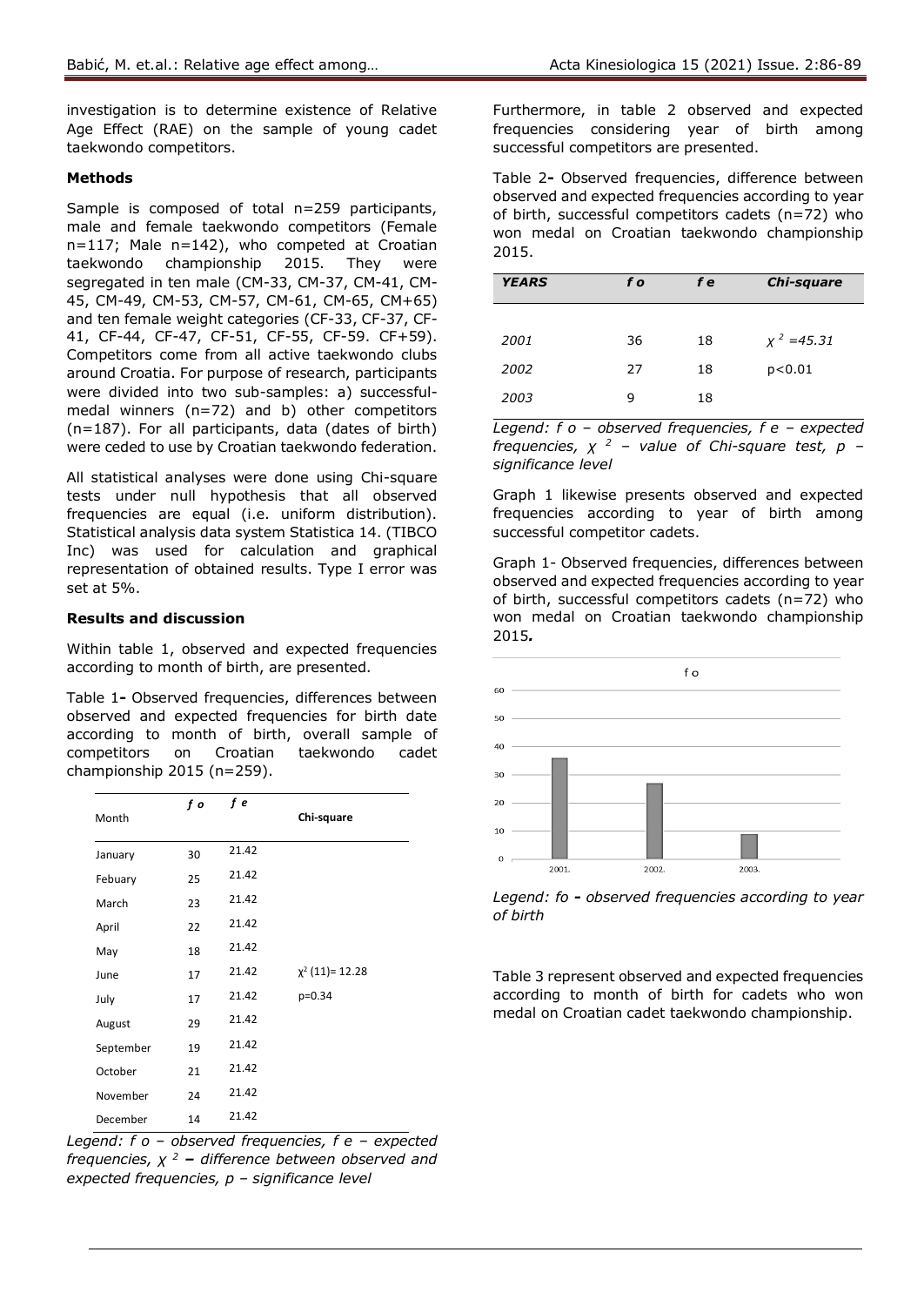investigation is to determine existence of Relative Age Effect (RAE) on the sample of young cadet taekwondo competitors.

**Methods**

Sample is composed of total n=259 participants, male and female taekwondo competitors (Female n=117; Male n=142), who competed at Croatian taekwondo championship 2015. They were segregated in ten male (CM-33, CM-37, CM-41, CM-45, CM-49, CM-53, CM-57, CM-61, CM-65, CM+65) and ten female weight categories (CF-33, CF-37, CF-41, CF-44, CF-47, CF-51, CF-55, CF-59. CF+59). Competitors come from all active taekwondo clubs around Croatia. For purpose of research, participants were divided into two sub-samples: a) successful-medal winners (n=72) and b) other competitors (n=187). For all participants, data (dates of birth) were ceded to use by Croatian taekwondo federation.

All statistical analyses were done using Chi-square tests under null hypothesis that all observed frequencies are equal (i.e. uniform distribution). Statistical analysis data system Statistica 14. (TIBCO Inc) was used for calculation and graphical representation of obtained results. Type I error was set at 5%.

**Results and discussion**

Within table 1, observed and expected frequencies according to month of birth, are presented.

Table 1**-** Observed frequencies, differences between observed and expected frequencies for birth date according to month of birth, overall sample of competitors on Croatian taekwondo cadet championship 2015 (n=259).

| Month | *f o* | *f e* | Chi-square |
|---|---|---|---|
| January | 30 | 21.42 | |
| Febuary | 25 | 21.42 | |
| March | 23 | 21.42 | |
| April | 22 | 21.42 | |
| May | 18 | 21.42 | |
| June | 17 | 21.42 | $\chi^2$ (11)= 12.28 |
| July | 17 | 21.42 | p=0.34 |
| August | 29 | 21.42 | |
| September | 19 | 21.42 | |
| October | 21 | 21.42 | |
| November | 24 | 21.42 | |
| December | 14 | 21.42 | |

*Legend: f o – observed frequencies, f e – expected frequencies, $\chi^2$ **–** difference between observed and expected frequencies, p – significance level*

Furthermore, in table 2 observed and expected frequencies considering year of birth among successful competitors are presented.

Table 2**-** Observed frequencies, difference between observed and expected frequencies according to year of birth, successful competitors cadets (n=72) who won medal on Croatian taekwondo championship 2015.

| *YEARS* | *f o* | *f e* | *Chi-square* |
|---|---|---|---|
| *2001* | 36 | 18 | $\chi^2$ *=45.31* |
| *2002* | 27 | 18 | p<0.01 |
| *2003* | 9 | 18 | |

*Legend: f o – observed frequencies, f e – expected frequencies, $\chi^2$ – value of Chi-square test, p – significance level*

Graph 1 likewise presents observed and expected frequencies according to year of birth among successful competitor cadets.

Graph 1- Observed frequencies, differences between observed and expected frequencies according to year of birth, successful competitors cadets (n=72) who won medal on Croatian taekwondo championship 2015***.***

*Legend: fo **-** observed frequencies according to year of birth*

Table 3 represent observed and expected frequencies according to month of birth for cadets who won medal on Croatian cadet taekwondo championship.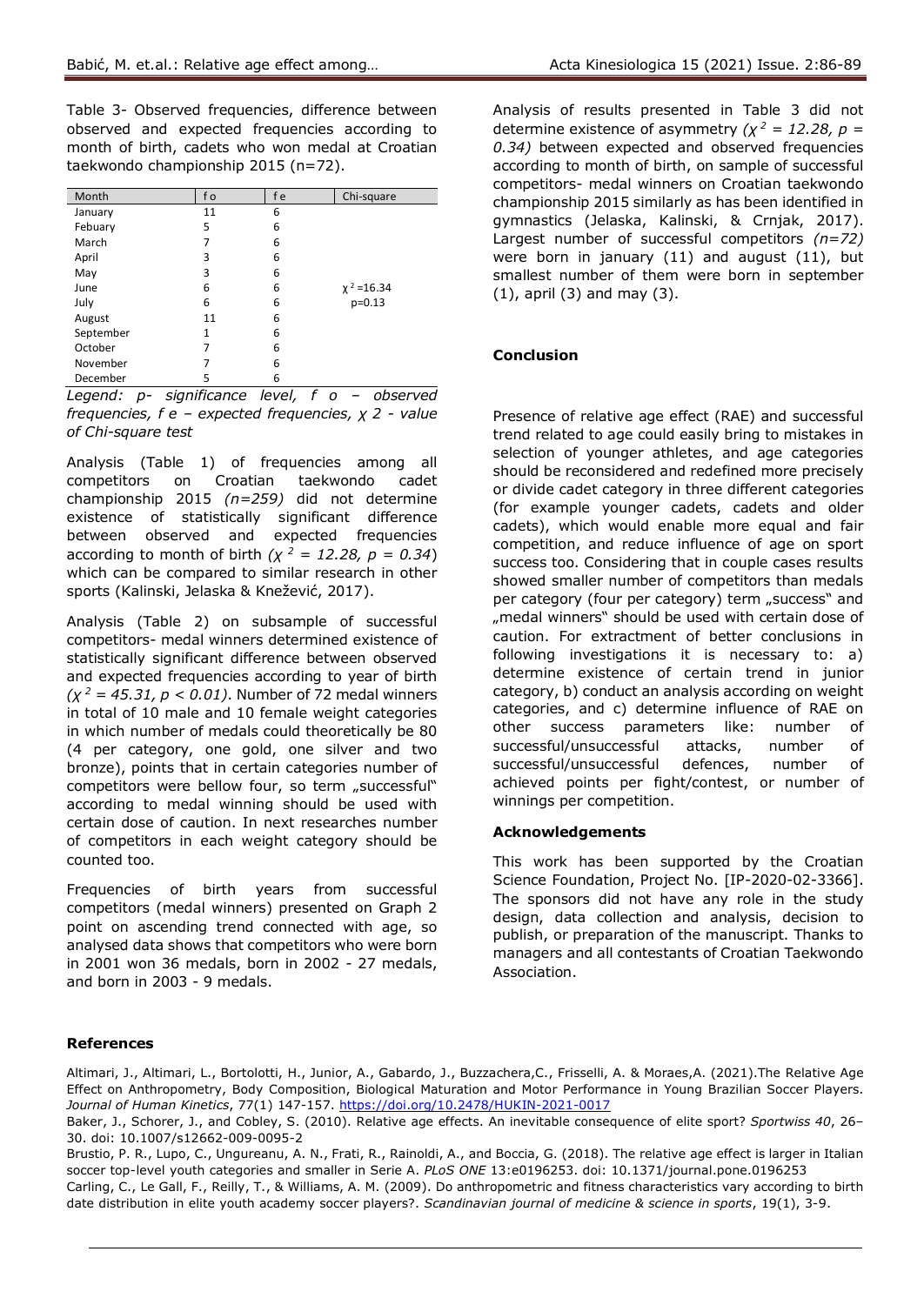Table 3- Observed frequencies, difference between observed and expected frequencies according to month of birth, cadets who won medal at Croatian taekwondo championship 2015 (n=72).

| Month | f o | f e | Chi-square |
|---|---|---|---|
| January | 11 | 6 | |
| Febuary | 5 | 6 | |
| March | 7 | 6 | |
| April | 3 | 6 | |
| May | 3 | 6 | |
| June | 6 | 6 | $\chi^2$ =16.34 |
| July | 6 | 6 | p=0.13 |
| August | 11 | 6 | |
| September | 1 | 6 | |
| October | 7 | 6 | |
| November | 7 | 6 | |
| December | 5 | 6 | |

*Legend: p- significance level, f o – observed frequencies, f e – expected frequencies, χ 2 - value of Chi-square test*

Analysis (Table 1) of frequencies among all competitors on Croatian taekwondo cadet championship 2015 *(n=259)* did not determine existence of statistically significant difference between observed and expected frequencies according to month of birth ($\chi^2 = 12.28$, $p = 0.34$) which can be compared to similar research in other sports (Kalinski, Jelaska & Knežević, 2017).

Analysis (Table 2) on subsample of successful competitors- medal winners determined existence of statistically significant difference between observed and expected frequencies according to year of birth ($\chi^2 = 45.31$, $p < 0.01$). Number of 72 medal winners in total of 10 male and 10 female weight categories in which number of medals could theoretically be 80 (4 per category, one gold, one silver and two bronze), points that in certain categories number of competitors were bellow four, so term „successful" according to medal winning should be used with certain dose of caution. In next researches number of competitors in each weight category should be counted too.

Frequencies of birth years from successful competitors (medal winners) presented on Graph 2 point on ascending trend connected with age, so analysed data shows that competitors who were born in 2001 won 36 medals, born in 2002 - 27 medals, and born in 2003 - 9 medals.

Analysis of results presented in Table 3 did not determine existence of asymmetry ($\chi^2 = 12.28$, $p = 0.34$) between expected and observed frequencies according to month of birth, on sample of successful competitors- medal winners on Croatian taekwondo championship 2015 similarly as has been identified in gymnastics (Jelaska, Kalinski, & Crnjak, 2017). Largest number of successful competitors *(n=72)* were born in january (11) and august (11), but smallest number of them were born in september (1), april (3) and may (3).

## Conclusion

Presence of relative age effect (RAE) and successful trend related to age could easily bring to mistakes in selection of younger athletes, and age categories should be reconsidered and redefined more precisely or divide cadet category in three different categories (for example younger cadets, cadets and older cadets), which would enable more equal and fair competition, and reduce influence of age on sport success too. Considering that in couple cases results showed smaller number of competitors than medals per category (four per category) term „success" and „medal winners" should be used with certain dose of caution. For extractment of better conclusions in following investigations it is necessary to: a) determine existence of certain trend in junior category, b) conduct an analysis according on weight categories, and c) determine influence of RAE on other success parameters like: number of successful/unsuccessful attacks, number of successful/unsuccessful defences, number of achieved points per fight/contest, or number of winnings per competition.

### Acknowledgements

This work has been supported by the Croatian Science Foundation, Project No. [IP-2020-02-3366]. The sponsors did not have any role in the study design, data collection and analysis, decision to publish, or preparation of the manuscript. Thanks to managers and all contestants of Croatian Taekwondo Association.

## References

Altimari, J., Altimari, L., Bortolotti, H., Junior, A., Gabardo, J., Buzzachera,C., Frisselli, A. & Moraes,A. (2021).The Relative Age Effect on Anthropometry, Body Composition, Biological Maturation and Motor Performance in Young Brazilian Soccer Players. *Journal of Human Kinetics*, 77(1) 147-157. https://doi.org/10.2478/HUKIN-2021-0017

Baker, J., Schorer, J., and Cobley, S. (2010). Relative age effects. An inevitable consequence of elite sport? *Sportwiss 40*, 26–30. doi: 10.1007/s12662-009-0095-2

Brustio, P. R., Lupo, C., Ungureanu, A. N., Frati, R., Rainoldi, A., and Boccia, G. (2018). The relative age effect is larger in Italian soccer top-level youth categories and smaller in Serie A. *PLoS ONE* 13:e0196253. doi: 10.1371/journal.pone.0196253

Carling, C., Le Gall, F., Reilly, T., & Williams, A. M. (2009). Do anthropometric and fitness characteristics vary according to birth date distribution in elite youth academy soccer players?. *Scandinavian journal of medicine & science in sports*, 19(1), 3-9.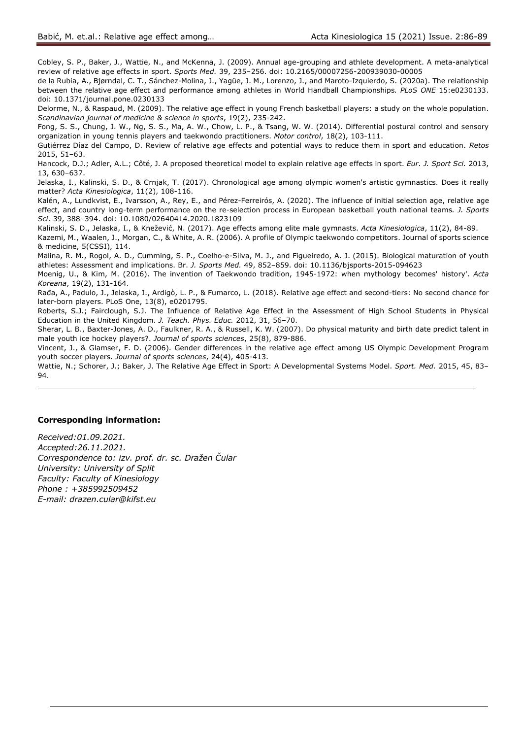Cobley, S. P., Baker, J., Wattie, N., and McKenna, J. (2009). Annual age-grouping and athlete development. A meta-analytical review of relative age effects in sport. *Sports Med.* 39, 235–256. doi: 10.2165/00007256-200939030-00005

de la Rubia, A., Bjørndal, C. T., Sánchez-Molina, J., Yagüe, J. M., Lorenzo, J., and Maroto-Izquierdo, S. (2020a). The relationship between the relative age effect and performance among athletes in World Handball Championships. *PLoS ONE* 15:e0230133. doi: 10.1371/journal.pone.0230133

Delorme, N., & Raspaud, M. (2009). The relative age effect in young French basketball players: a study on the whole population. *Scandinavian journal of medicine & science in sports*, 19(2), 235-242.

Fong, S. S., Chung, J. W., Ng, S. S., Ma, A. W., Chow, L. P., & Tsang, W. W. (2014). Differential postural control and sensory organization in young tennis players and taekwondo practitioners. *Motor control*, 18(2), 103-111.

Gutiérrez Díaz del Campo, D. Review of relative age effects and potential ways to reduce them in sport and education. *Retos* 2015, 51–63.

Hancock, D.J.; Adler, A.L.; Côté, J. A proposed theoretical model to explain relative age effects in sport. *Eur. J. Sport Sci.* 2013, 13, 630–637.

Jelaska, I., Kalinski, S. D., & Crnjak, T. (2017). Chronological age among olympic women's artistic gymnastics. Does it really matter? *Acta Kinesiologica*, 11(2), 108-116.

Kalén, A., Lundkvist, E., Ivarsson, A., Rey, E., and Pérez-Ferreirós, A. (2020). The influence of initial selection age, relative age effect, and country long-term performance on the re-selection process in European basketball youth national teams. *J. Sports Sci*. 39, 388–394. doi: 10.1080/02640414.2020.1823109

Kalinski, S. D., Jelaska, I., & Knežević, N. (2017). Age effects among elite male gymnasts. *Acta Kinesiologica*, 11(2), 84-89.

Kazemi, M., Waalen, J., Morgan, C., & White, A. R. (2006). A profile of Olympic taekwondo competitors. Journal of sports science & medicine, 5(CSSI), 114.

Malina, R. M., Rogol, A. D., Cumming, S. P., Coelho-e-Silva, M. J., and Figueiredo, A. J. (2015). Biological maturation of youth athletes: Assessment and implications. Br. *J. Sports Med.* 49, 852–859. doi: 10.1136/bjsports-2015-094623

Moenig, U., & Kim, M. (2016). The invention of Taekwondo tradition, 1945-1972: when mythology becomes' history'. *Acta Koreana*, 19(2), 131-164.

Rađa, A., Padulo, J., Jelaska, I., Ardigò, L. P., & Fumarco, L. (2018). Relative age effect and second-tiers: No second chance for later-born players. PLoS One, 13(8), e0201795.

Roberts, S.J.; Fairclough, S.J. The Influence of Relative Age Effect in the Assessment of High School Students in Physical Education in the United Kingdom. *J. Teach. Phys. Educ.* 2012, 31, 56–70.

Sherar, L. B., Baxter-Jones, A. D., Faulkner, R. A., & Russell, K. W. (2007). Do physical maturity and birth date predict talent in male youth ice hockey players?. *Journal of sports sciences*, 25(8), 879-886.

Vincent, J., & Glamser, F. D. (2006). Gender differences in the relative age effect among US Olympic Development Program youth soccer players. *Journal of sports sciences*, 24(4), 405-413.

Wattie, N.; Schorer, J.; Baker, J. The Relative Age Effect in Sport: A Developmental Systems Model. *Sport. Med.* 2015, 45, 83–94.

---

**Corresponding information:**

*Received:01.09.2021.*
*Accepted:26.11.2021.*
*Correspondence to: izv. prof. dr. sc. Dražen Čular*
*University: University of Split*
*Faculty: Faculty of Kinesiology*
*Phone : +385992509452*
*E-mail: drazen.cular@kifst.eu*